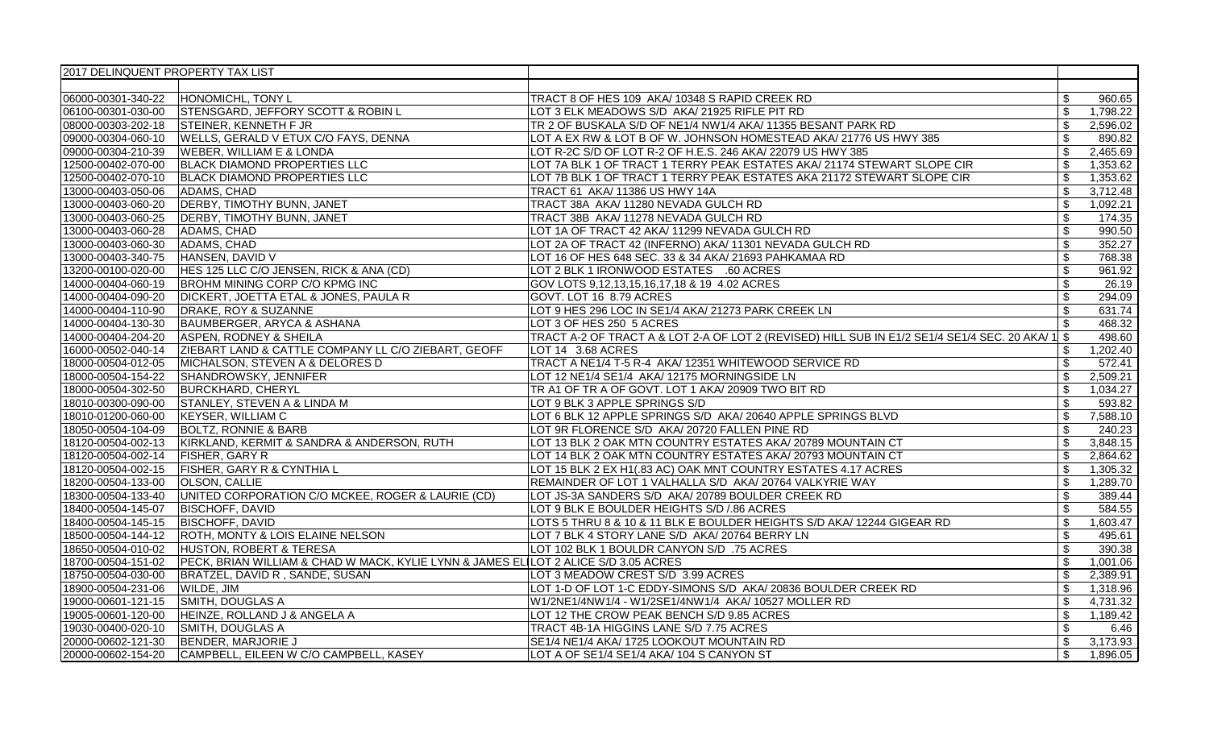| 2017 DELINQUENT PROPERTY TAX LIST | | | |
|---|---|---|---|
| | | | |
| 06000-00301-340-22 | HONOMICHL, TONY L | TRACT 8 OF HES 109 AKA/ 10348 S RAPID CREEK RD | $ 960.65 |
| 06100-00301-030-00 | STENSGARD, JEFFORY SCOTT & ROBIN L | LOT 3 ELK MEADOWS S/D AKA/ 21925 RIFLE PIT RD | $ 1,798.22 |
| 08000-00303-202-18 | STEINER, KENNETH F JR | TR 2 OF BUSKALA S/D OF NE1/4 NW1/4 AKA/ 11355 BESANT PARK RD | $ 2,596.02 |
| 09000-00304-060-10 | WELLS, GERALD V ETUX C/O FAYS, DENNA | LOT A EX RW & LOT B OF W. JOHNSON HOMESTEAD AKA/ 21776 US HWY 385 | $ 890.82 |
| 09000-00304-210-39 | WEBER, WILLIAM E & LONDA | LOT R-2C S/D OF LOT R-2 OF H.E.S. 246 AKA/ 22079 US HWY 385 | $ 2,465.69 |
| 12500-00402-070-00 | BLACK DIAMOND PROPERTIES LLC | LOT 7A BLK 1 OF TRACT 1 TERRY PEAK ESTATES AKA/ 21174 STEWART SLOPE CIR | $ 1,353.62 |
| 12500-00402-070-10 | BLACK DIAMOND PROPERTIES LLC | LOT 7B BLK 1 OF TRACT 1 TERRY PEAK ESTATES AKA 21172 STEWART SLOPE CIR | $ 1,353.62 |
| 13000-00403-050-06 | ADAMS, CHAD | TRACT 61 AKA/ 11386 US HWY 14A | $ 3,712.48 |
| 13000-00403-060-20 | DERBY, TIMOTHY BUNN, JANET | TRACT 38A AKA/ 11280 NEVADA GULCH RD | $ 1,092.21 |
| 13000-00403-060-25 | DERBY, TIMOTHY BUNN, JANET | TRACT 38B AKA/ 11278 NEVADA GULCH RD | $ 174.35 |
| 13000-00403-060-28 | ADAMS, CHAD | LOT 1A OF TRACT 42 AKA/ 11299 NEVADA GULCH RD | $ 990.50 |
| 13000-00403-060-30 | ADAMS, CHAD | LOT 2A OF TRACT 42 (INFERNO) AKA/ 11301 NEVADA GULCH RD | $ 352.27 |
| 13000-00403-340-75 | HANSEN, DAVID V | LOT 16 OF HES 648 SEC. 33 & 34 AKA/ 21693 PAHKAMAA RD | $ 768.38 |
| 13200-00100-020-00 | HES 125 LLC C/O JENSEN, RICK & ANA (CD) | LOT 2 BLK 1 IRONWOOD ESTATES .60 ACRES | $ 961.92 |
| 14000-00404-060-19 | BROHM MINING CORP C/O KPMG INC | GOV LOTS 9,12,13,15,16,17,18 & 19 4.02 ACRES | $ 26.19 |
| 14000-00404-090-20 | DICKERT, JOETTA ETAL & JONES, PAULA R | GOVT. LOT 16 8.79 ACRES | $ 294.09 |
| 14000-00404-110-90 | DRAKE, ROY & SUZANNE | LOT 9 HES 296 LOC IN SE1/4 AKA/ 21273 PARK CREEK LN | $ 631.74 |
| 14000-00404-130-30 | BAUMBERGER, ARYCA & ASHANA | LOT 3 OF HES 250 5 ACRES | $ 468.32 |
| 14000-00404-204-20 | ASPEN, RODNEY & SHEILA | TRACT A-2 OF TRACT A & LOT 2-A OF LOT 2 (REVISED) HILL SUB IN E1/2 SE1/4 SE1/4 SEC. 20 AKA/ 1 | $ 498.60 |
| 16000-00502-040-14 | ZIEBART LAND & CATTLE COMPANY LL C/O ZIEBART, GEOFF | LOT 14 3.68 ACRES | $ 1,202.40 |
| 18000-00504-012-05 | MICHALSON, STEVEN A & DELORES D | TRACT A NE1/4 T-5 R-4 AKA/ 12351 WHITEWOOD SERVICE RD | $ 572.41 |
| 18000-00504-154-22 | SHANDROWSKY, JENNIFER | LOT 12 NE1/4 SE1/4 AKA/ 12175 MORNINGSIDE LN | $ 2,509.21 |
| 18000-00504-302-50 | BURCKHARD, CHERYL | TR A1 OF TR A OF GOVT. LOT 1 AKA/ 20909 TWO BIT RD | $ 1,034.27 |
| 18010-00300-090-00 | STANLEY, STEVEN A & LINDA M | LOT 9 BLK 3 APPLE SPRINGS S/D | $ 593.82 |
| 18010-01200-060-00 | KEYSER, WILLIAM C | LOT 6 BLK 12 APPLE SPRINGS S/D AKA/ 20640 APPLE SPRINGS BLVD | $ 7,588.10 |
| 18050-00504-104-09 | BOLTZ, RONNIE & BARB | LOT 9R FLORENCE S/D AKA/ 20720 FALLEN PINE RD | $ 240.23 |
| 18120-00504-002-13 | KIRKLAND, KERMIT & SANDRA & ANDERSON, RUTH | LOT 13 BLK 2 OAK MTN COUNTRY ESTATES AKA/ 20789 MOUNTAIN CT | $ 3,848.15 |
| 18120-00504-002-14 | FISHER, GARY R | LOT 14 BLK 2 OAK MTN COUNTRY ESTATES AKA/ 20793 MOUNTAIN CT | $ 2,864.62 |
| 18120-00504-002-15 | FISHER, GARY R & CYNTHIA L | LOT 15 BLK 2 EX H1(.83 AC) OAK MNT COUNTRY ESTATES 4.17 ACRES | $ 1,305.32 |
| 18200-00504-133-00 | OLSON, CALLIE | REMAINDER OF LOT 1 VALHALLA S/D AKA/ 20764 VALKYRIE WAY | $ 1,289.70 |
| 18300-00504-133-40 | UNITED CORPORATION C/O MCKEE, ROGER & LAURIE (CD) | LOT JS-3A SANDERS S/D AKA/ 20789 BOULDER CREEK RD | $ 389.44 |
| 18400-00504-145-07 | BISCHOFF, DAVID | LOT 9 BLK E BOULDER HEIGHTS S/D /.86 ACRES | $ 584.55 |
| 18400-00504-145-15 | BISCHOFF, DAVID | LOTS 5 THRU 8 & 10 & 11 BLK E BOULDER HEIGHTS S/D AKA/ 12244 GIGEAR RD | $ 1,603.47 |
| 18500-00504-144-12 | ROTH, MONTY & LOIS ELAINE NELSON | LOT 7 BLK 4 STORY LANE S/D AKA/ 20764 BERRY LN | $ 495.61 |
| 18650-00504-010-02 | HUSTON, ROBERT & TERESA | LOT 102 BLK 1 BOULDR CANYON S/D .75 ACRES | $ 390.38 |
| 18700-00504-151-02 | PECK, BRIAN WILLIAM & CHAD W MACK, KYLIE LYNN & JAMES EL | LOT 2 ALICE S/D 3.05 ACRES | $ 1,001.06 |
| 18750-00504-030-00 | BRATZEL, DAVID R , SANDE, SUSAN | LOT 3 MEADOW CREST S/D 3.99 ACRES | $ 2,389.91 |
| 18900-00504-231-06 | WILDE, JIM | LOT 1-D OF LOT 1-C EDDY-SIMONS S/D AKA/ 20836 BOULDER CREEK RD | $ 1,318.96 |
| 19000-00601-121-15 | SMITH, DOUGLAS A | W1/2NE1/4NW1/4 - W1/2SE1/4NW1/4 AKA/ 10527 MOLLER RD | $ 4,731.32 |
| 19005-00601-120-00 | HEINZE, ROLLAND J & ANGELA A | LOT 12 THE CROW PEAK BENCH S/D 9.85 ACRES | $ 1,189.42 |
| 19030-00400-020-10 | SMITH, DOUGLAS A | TRACT 4B-1A HIGGINS LANE S/D 7.75 ACRES | $ 6.46 |
| 20000-00602-121-30 | BENDER, MARJORIE J | SE1/4 NE1/4 AKA/ 1725 LOOKOUT MOUNTAIN RD | $ 3,173.93 |
| 20000-00602-154-20 | CAMPBELL, EILEEN W C/O CAMPBELL, KASEY | LOT A OF SE1/4 SE1/4 AKA/ 104 S CANYON ST | $ 1,896.05 |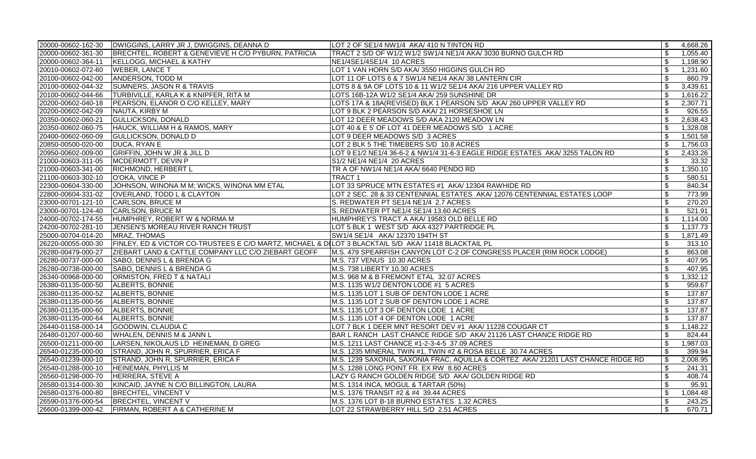| | | | |
|---|---|---|---|
| 20000-00602-162-30 | DWIGGINS, LARRY JR J, DWIGGINS, DEANNA D | LOT 2 OF SE1/4 NW1/4 AKA/ 410 N TINTON RD | $ 4,668.26 |
| 20000-00602-361-30 | BRECHTEL, ROBERT & GENEVIEVE H C/O PYBURN, PATRICIA | TRACT 2 S/D OF W1/2 W1/2 SW1/4 NE1/4 AKA/ 3030 BURNO GULCH RD | $ 1,055.40 |
| 20000-00602-364-11 | KELLOGG, MICHAEL & KATHY | NE1/4SE1/4SE1/4 10 ACRES | $ 1,198.90 |
| 20010-00602-072-60 | WEBER, LANCE T | LOT 1 VAN HORN S/D AKA/ 3550 HIGGINS GULCH RD | $ 1,231.60 |
| 20100-00602-042-00 | ANDERSON, TODD M | LOT 11 OF LOTS 6 & 7 SW1/4 NE1/4 AKA/ 38 LANTERN CIR | $ 860.79 |
| 20100-00602-044-32 | SUMNERS, JASON R & TRAVIS | LOTS 8 & 9A OF LOTS 10 & 11 W1/2 SE1/4 AKA/ 216 UPPER VALLEY RD | $ 3,439.61 |
| 20100-00602-044-66 | TURBIVILLE, KARLA K & KNIPFER, RITA M | LOTS 16B-12A W1/2 SE1/4 AKA/ 259 SUNSHINE DR | $ 1,616.22 |
| 20200-00602-040-18 | PEARSON, ELANOR O C/O KELLEY, MARY | LOTS 17A & 18A(REVISED) BLK 1 PEARSON S/D AKA/ 260 UPPER VALLEY RD | $ 2,307.71 |
| 20200-00602-042-09 | NAUTA, KIRBY M | LOT 9 BLK 2 PEARSON S/D AKA/ 21 HORSESHOE LN | $ 926.55 |
| 20350-00602-060-21 | GULLICKSON, DONALD | LOT 12 DEER MEADOWS S/D AKA 2120 MEADOW LN | $ 2,638.43 |
| 20350-00602-060-75 | HAUCK, WILLIAM H & RAMOS, MARY | LOT 40 & E 5' OF LOT 41 DEER MEADOWS S/D 1 ACRE | $ 1,328.08 |
| 20400-00602-060-09 | GULLICKSON, DONALD D | LOT 9 DEER MEADOWS S/D 3 ACRES | $ 1,501.58 |
| 20850-00500-020-00 | DUCA, RYAN E | LOT 2 BLK 5 THE TIMEBERS S/D 10.8 ACRES | $ 1,756.03 |
| 20950-00602-009-00 | GRIFFIN, JOHN W JR & JILL D | LOT 9 E1/2 NE1/4 36-6-2 & NW1/4 31-6-3 EAGLE RIDGE ESTATES AKA/ 3255 TALON RD | $ 2,433.26 |
| 21000-00603-311-05 | MCDERMOTT, DEVIN P | S1/2 NE1/4 NE1/4 20 ACRES | $ 33.32 |
| 21000-00603-341-00 | RICHMOND, HERBERT L | TR A OF NW1/4 NE1/4 AKA/ 6640 PENDO RD | $ 1,350.10 |
| 21100-00603-302-10 | O'OKA, VINCE P | TRACT 1 | $ 580.51 |
| 22300-00604-330-00 | JOHNSON, WINONA M M; WICKS, WINONA MM ETAL | LOT 33 SPRUCE MTN ESTATES #1 AKA/ 12304 RAWHIDE RD | $ 840.34 |
| 22800-00604-331-02 | OVERLAND, TODD L & CLAYTON | LOT 2 SEC. 28 & 33 CENTENNIAL ESTATES AKA/ 12076 CENTENNIAL ESTATES LOOP | $ 773.99 |
| 23000-00701-121-10 | CARLSON, BRUCE M | S. REDWATER PT SE1/4 NE1/4 2.7 ACRES | $ 270.20 |
| 23000-00701-124-40 | CARLSON, BRUCE M | S. REDWATER PT NE1/4 SE1/4 13.60 ACRES | $ 521.91 |
| 24000-00702-174-55 | HUMPHREY, ROBERT W & NORMA M | HUMPHREY'S TRACT A AKA/ 19583 OLD BELLE RD | $ 1,114.00 |
| 24200-00702-281-10 | JENSEN'S MOREAU RIVER RANCH TRUST | LOT 5 BLK 1 WEST S/D AKA 4327 PARTRIDGE PL | $ 1,137.73 |
| 25000-00704-014-20 | MRAZ, THOMAS | SW1/4 SE1/4 AKA/ 12370 194TH ST | $ 1,871.49 |
| 26220-00055-000-30 | FINLEY, ED & VICTOR CO-TRUSTEES E C/O MARTZ, MICHAEL & DI | LOT 3 BLACKTAIL S/D AKA/ 11418 BLACKTAIL PL | $ 313.10 |
| 26280-00479-000-27 | ZIEBART LAND & CATTLE COMPANY LLC C/O ZIEBART GEOFF | M.S. 479 SPEARFISH CANYON LOT C-2 OF CONGRESS PLACER (RIM ROCK LODGE) | $ 863.08 |
| 26280-00737-000-00 | SABO, DENNIS L & BRENDA G | M.S. 737 VENUS 10.30 ACRES | $ 407.95 |
| 26280-00738-000-00 | SABO, DENNIS L & BRENDA G | M.S. 738 LIBERTY 10.30 ACRES | $ 407.95 |
| 26340-00968-000-00 | ORMISTON, FRED T & NATALI | M.S. 968 M & B FREMONT ETAL 32.07 ACRES | $ 1,332.12 |
| 26380-01135-000-50 | ALBERTS, BONNIE | M.S. 1135 W1/2 DENTON LODE #1 5 ACRES | $ 959.67 |
| 26380-01135-000-52 | ALBERTS, BONNIE | M.S. 1135 LOT 1 SUB OF DENTON LODE 1 ACRE | $ 137.87 |
| 26380-01135-000-56 | ALBERTS, BONNIE | M.S. 1135 LOT 2 SUB OF DENTON LODE 1 ACRE | $ 137.87 |
| 26380-01135-000-60 | ALBERTS, BONNIE | M.S. 1135 LOT 3 OF DENTON LODE 1 ACRE | $ 137.87 |
| 26380-01135-000-64 | ALBERTS, BONNIE | M.S. 1135 LOT 4 OF DENTON LODE 1 ACRE | $ 137.87 |
| 26440-01158-000-14 | GOODWIN, CLAUDIA C | LOT 7 BLK 1 DEER MNT RESORT DEV #1 AKA/ 11228 COUGAR CT | $ 1,148.22 |
| 26480-01207-000-60 | WHALEN, DENNIS M & JANN L | BAR L RANCH LAST CHANCE RIDGE S/D AKA/ 21126 LAST CHANCE RIDGE RD | $ 824.44 |
| 26500-01211-000-00 | LARSEN, NIKOLAUS LD HEINEMAN, D GREG | M.S. 1211 LAST CHANCE #1-2-3-4-5 37.09 ACRES | $ 1,987.03 |
| 26540-01235-000-00 | STRAND, JOHN R, SPURRIER, ERICA F | M.S. 1235 MINERAL TWIN #1, TWIN #2 & ROSA BELLE 30.74 ACRES | $ 399.94 |
| 26540-01239-000-10 | STRAND, JOHN R, SPURRIER, ERICA F | M.S. 1239 SAXONIA, SAXONIA FRAC, AQUILLA & CORTEZ AKA/ 21201 LAST CHANCE RIDGE RD | $ 2,008.95 |
| 26540-01288-000-10 | HEINEMAN, PHYLLIS M | M.S. 1288 LONG POINT FR. EX RW 8.60 ACRES | $ 241.31 |
| 26560-01298-000-70 | HERRERA, STEVE A | LAZY G RANCH GOLDEN RIDGE S/D AKA/ GOLDEN RIDGE RD | $ 408.74 |
| 26580-01314-000-30 | KINCAID, JAYNE N C/O BILLINGTON, LAURA | M.S. 1314 INCA, MOGUL & TARTAR (50%) | $ 95.91 |
| 26580-01376-000-80 | BRECHTEL, VINCENT V | M.S. 1376 TRANSIT #2 & #4 39.44 ACRES | $ 1,084.48 |
| 26590-01376-000-54 | BRECHTEL, VINCENT V | M.S. 1376 LOT B-18 BURNO ESTATES 1.32 ACRES | $ 243.25 |
| 26600-01399-000-42 | FIRMAN, ROBERT A & CATHERINE M | LOT 22 STRAWBERRY HILL S/D 2.51 ACRES | $ 670.71 |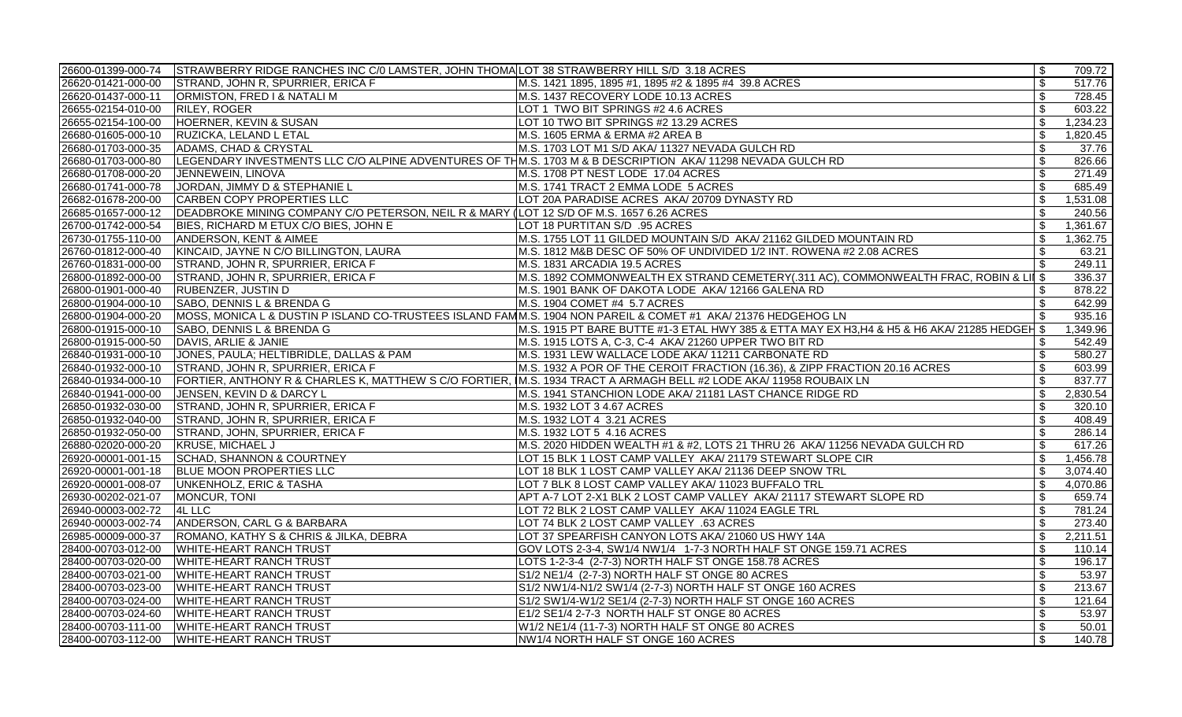| | | | | |
|---|---|---|---|---|
| 26600-01399-000-74 | STRAWBERRY RIDGE RANCHES INC C/0 LAMSTER, JOHN THOMA | LOT 38 STRAWBERRY HILL S/D 3.18 ACRES | $ | 709.72 |
| 26620-01421-000-00 | STRAND, JOHN R, SPURRIER, ERICA F | M.S. 1421 1895, 1895 #1, 1895 #2 & 1895 #4 39.8 ACRES | $ | 517.76 |
| 26620-01437-000-11 | ORMISTON, FRED I & NATALI M | M.S. 1437 RECOVERY LODE 10.13 ACRES | $ | 728.45 |
| 26655-02154-010-00 | RILEY, ROGER | LOT 1 TWO BIT SPRINGS #2 4.6 ACRES | $ | 603.22 |
| 26655-02154-100-00 | HOERNER, KEVIN & SUSAN | LOT 10 TWO BIT SPRINGS #2 13.29 ACRES | $ | 1,234.23 |
| 26680-01605-000-10 | RUZICKA, LELAND L ETAL | M.S. 1605 ERMA & ERMA #2 AREA B | $ | 1,820.45 |
| 26680-01703-000-35 | ADAMS, CHAD & CRYSTAL | M.S. 1703 LOT M1 S/D AKA/ 11327 NEVADA GULCH RD | $ | 37.76 |
| 26680-01703-000-80 | LEGENDARY INVESTMENTS LLC C/O ALPINE ADVENTURES OF TH | M.S. 1703 M & B DESCRIPTION AKA/ 11298 NEVADA GULCH RD | $ | 826.66 |
| 26680-01708-000-20 | JENNEWEIN, LINOVA | M.S. 1708 PT NEST LODE 17.04 ACRES | $ | 271.49 |
| 26680-01741-000-78 | JORDAN, JIMMY D & STEPHANIE L | M.S. 1741 TRACT 2 EMMA LODE 5 ACRES | $ | 685.49 |
| 26682-01678-200-00 | CARBEN COPY PROPERTIES LLC | LOT 20A PARADISE ACRES AKA/ 20709 DYNASTY RD | $ | 1,531.08 |
| 26685-01657-000-12 | DEADBROKE MINING COMPANY C/O PETERSON, NEIL R & MARY ( | LOT 12 S/D OF M.S. 1657 6.26 ACRES | $ | 240.56 |
| 26700-01742-000-54 | BIES, RICHARD M ETUX C/O BIES, JOHN E | LOT 18 PURTITAN S/D .95 ACRES | $ | 1,361.67 |
| 26730-01755-110-00 | ANDERSON, KENT & AIMEE | M.S. 1755 LOT 11 GILDED MOUNTAIN S/D AKA/ 21162 GILDED MOUNTAIN RD | $ | 1,362.75 |
| 26760-01812-000-40 | KINCAID, JAYNE N C/O BILLINGTON, LAURA | M.S. 1812 M&B DESC OF 50% OF UNDIVIDED 1/2 INT. ROWENA #2 2.08 ACRES | $ | 63.21 |
| 26760-01831-000-00 | STRAND, JOHN R, SPURRIER, ERICA F | M.S. 1831 ARCADIA 19.5 ACRES | $ | 249.11 |
| 26800-01892-000-00 | STRAND, JOHN R, SPURRIER, ERICA F | M.S. 1892 COMMONWEALTH EX STRAND CEMETERY(.311 AC), COMMONWEALTH FRAC, ROBIN & LI | $ | 336.37 |
| 26800-01901-000-40 | RUBENZER, JUSTIN D | M.S. 1901 BANK OF DAKOTA LODE AKA/ 12166 GALENA RD | $ | 878.22 |
| 26800-01904-000-10 | SABO, DENNIS L & BRENDA G | M.S. 1904 COMET #4 5.7 ACRES | $ | 642.99 |
| 26800-01904-000-20 | MOSS, MONICA L & DUSTIN P ISLAND CO-TRUSTEES ISLAND FAM | M.S. 1904 NON PAREIL & COMET #1 AKA/ 21376 HEDGEHOG LN | $ | 935.16 |
| 26800-01915-000-10 | SABO, DENNIS L & BRENDA G | M.S. 1915 PT BARE BUTTE #1-3 ETAL HWY 385 & ETTA MAY EX H3,H4 & H5 & H6 AKA/ 21285 HEDGEH | $ | 1,349.96 |
| 26800-01915-000-50 | DAVIS, ARLIE & JANIE | M.S. 1915 LOTS A, C-3, C-4 AKA/ 21260 UPPER TWO BIT RD | $ | 542.49 |
| 26840-01931-000-10 | JONES, PAULA; HELTIBRIDLE, DALLAS & PAM | M.S. 1931 LEW WALLACE LODE AKA/ 11211 CARBONATE RD | $ | 580.27 |
| 26840-01932-000-10 | STRAND, JOHN R, SPURRIER, ERICA F | M.S. 1932 A POR OF THE CEROIT FRACTION (16.36), & ZIPP FRACTION 20.16 ACRES | $ | 603.99 |
| 26840-01934-000-10 | FORTIER, ANTHONY R & CHARLES K, MATTHEW S C/O FORTIER, | M.S. 1934 TRACT A ARMAGH BELL #2 LODE AKA/ 11958 ROUBAIX LN | $ | 837.77 |
| 26840-01941-000-00 | JENSEN, KEVIN D & DARCY L | M.S. 1941 STANCHION LODE AKA/ 21181 LAST CHANCE RIDGE RD | $ | 2,830.54 |
| 26850-01932-030-00 | STRAND, JOHN R, SPURRIER, ERICA F | M.S. 1932 LOT 3 4.67 ACRES | $ | 320.10 |
| 26850-01932-040-00 | STRAND, JOHN R, SPURRIER, ERICA F | M.S. 1932 LOT 4 3.21 ACRES | $ | 408.49 |
| 26850-01932-050-00 | STRAND, JOHN, SPURRIER, ERICA F | M.S. 1932 LOT 5 4.16 ACRES | $ | 286.14 |
| 26880-02020-000-20 | KRUSE, MICHAEL J | M.S. 2020 HIDDEN WEALTH #1 & #2, LOTS 21 THRU 26 AKA/ 11256 NEVADA GULCH RD | $ | 617.26 |
| 26920-00001-001-15 | SCHAD, SHANNON & COURTNEY | LOT 15 BLK 1 LOST CAMP VALLEY AKA/ 21179 STEWART SLOPE CIR | $ | 1,456.78 |
| 26920-00001-001-18 | BLUE MOON PROPERTIES LLC | LOT 18 BLK 1 LOST CAMP VALLEY AKA/ 21136 DEEP SNOW TRL | $ | 3,074.40 |
| 26920-00001-008-07 | UNKENHOLZ, ERIC & TASHA | LOT 7 BLK 8 LOST CAMP VALLEY AKA/ 11023 BUFFALO TRL | $ | 4,070.86 |
| 26930-00202-021-07 | MONCUR, TONI | APT A-7 LOT 2-X1 BLK 2 LOST CAMP VALLEY AKA/ 21117 STEWART SLOPE RD | $ | 659.74 |
| 26940-00003-002-72 | 4L LLC | LOT 72 BLK 2 LOST CAMP VALLEY AKA/ 11024 EAGLE TRL | $ | 781.24 |
| 26940-00003-002-74 | ANDERSON, CARL G & BARBARA | LOT 74 BLK 2 LOST CAMP VALLEY .63 ACRES | $ | 273.40 |
| 26985-00009-000-37 | ROMANO, KATHY S & CHRIS & JILKA, DEBRA | LOT 37 SPEARFISH CANYON LOTS AKA/ 21060 US HWY 14A | $ | 2,211.51 |
| 28400-00703-012-00 | WHITE-HEART RANCH TRUST | GOV LOTS 2-3-4, SW1/4 NW1/4 1-7-3 NORTH HALF ST ONGE 159.71 ACRES | $ | 110.14 |
| 28400-00703-020-00 | WHITE-HEART RANCH TRUST | LOTS 1-2-3-4 (2-7-3) NORTH HALF ST ONGE 158.78 ACRES | $ | 196.17 |
| 28400-00703-021-00 | WHITE-HEART RANCH TRUST | S1/2 NE1/4 (2-7-3) NORTH HALF ST ONGE 80 ACRES | $ | 53.97 |
| 28400-00703-023-00 | WHITE-HEART RANCH TRUST | S1/2 NW1/4-N1/2 SW1/4 (2-7-3) NORTH HALF ST ONGE 160 ACRES | $ | 213.67 |
| 28400-00703-024-00 | WHITE-HEART RANCH TRUST | S1/2 SW1/4-W1/2 SE1/4 (2-7-3) NORTH HALF ST ONGE 160 ACRES | $ | 121.64 |
| 28400-00703-024-60 | WHITE-HEART RANCH TRUST | E1/2 SE1/4 2-7-3 NORTH HALF ST ONGE 80 ACRES | $ | 53.97 |
| 28400-00703-111-00 | WHITE-HEART RANCH TRUST | W1/2 NE1/4 (11-7-3) NORTH HALF ST ONGE 80 ACRES | $ | 50.01 |
| 28400-00703-112-00 | WHITE-HEART RANCH TRUST | NW1/4 NORTH HALF ST ONGE 160 ACRES | $ | 140.78 |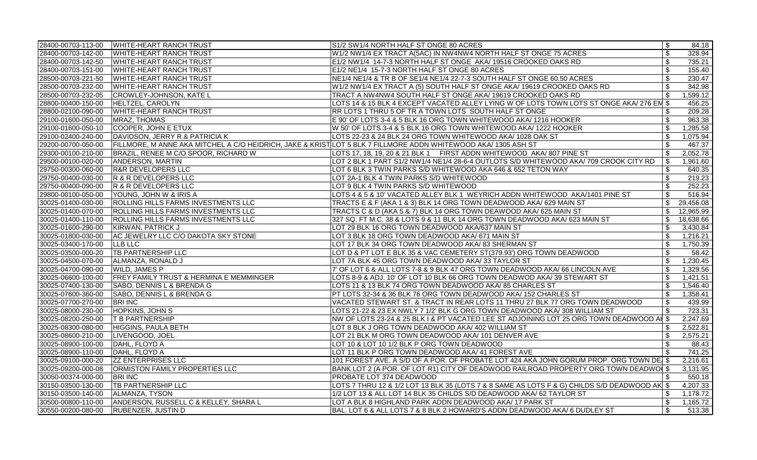| | | | | |
|---|---|---|---|---|
| 28400-00703-113-00 | WHITE-HEART RANCH TRUST | S1/2 SW1/4 NORTH HALF ST ONGE 80 ACRES | $ | 84.18 |
| 28400-00703-142-00 | WHITE-HEART RANCH TRUST | W1/2 NW1/4 EX TRACT A(5AC) IN NW4NW4 NORTH HALF ST ONGE 75 ACRES | $ | 328.94 |
| 28400-00703-142-50 | WHITE-HEART RANCH TRUST | E1/2 NW1/4 14-7-3 NORTH HALF ST ONGE AKA/ 19516 CROOKED OAKS RD | $ | 735.21 |
| 28400-00703-151-00 | WHITE-HEART RANCH TRUST | E1/2 NE1/4 15-7-3 NORTH HALF ST ONGE 80 ACRES | $ | 155.40 |
| 28500-00703-221-50 | WHITE-HEART RANCH TRUST | NE1/4 NE1/4 & TR B OF SE1/4 NE1/4 22-7-3 SOUTH HALF ST ONGE 60.50 ACRES | $ | 230.47 |
| 28500-00703-232-00 | WHITE-HEART RANCH TRUST | W1/2 NW1/4 EX TRACT A (5) SOUTH HALF ST ONGE AKA/ 19619 CROOKED OAKS RD | $ | 342.98 |
| 28500-00703-232-05 | CROWLEY-JOHNSON, KATE L | TRACT A NW4NW4 SOUTH HALF ST ONGE AKA/ 19619 CROOKED OAKS RD | $ | 1,599.12 |
| 28800-00400-150-00 | HELTZEL, CAROLYN | LOTS 14 & 15 BLK 4 EXCEPT VACATED ALLEY LYING W OF LOTS TOWN LOTS ST ONGE AKA/ 276 EM | $ | 456.25 |
| 28800-02100-090-00 | WHITE-HEART RANCH TRUST | RR LOTS 1 THRU 5 OF TR A TOWN LOTS SOUTH HALF ST ONGE | $ | 209.28 |
| 29100-01600-050-00 | MRAZ, THOMAS | E 90' OF LOTS 3-4 & 5 BLK 16 ORG TOWN WHITEWOOD AKA/ 1216 HOOKER | $ | 963.38 |
| 29100-01600-050-10 | COOPER, JOHN E ETUX | W 50' OF LOTS 3-4 & 5 BLK 16 ORG TOWN WHITEWOOD AKA/ 1222 HOOKER | $ | 1,285.58 |
| 29100-02400-240-00 | DAVIDSON, JERRY R & PATRICIA K | LOTS 22-23 & 24 BLK 24 ORG TOWN WHITEWOOD AKA/ 1028 OAK ST | $ | 1,075.94 |
| 29200-00700-050-00 | FILLMORE, M ANNE AKA MITCHEL A C/O HEIDRICH, JAKE & KRIST | LOT 5 BLK 7 FILLMORE ADDN WHITEWOOD AKA/ 1305 ASH ST | $ | 467.37 |
| 29300-00100-210-00 | BRAZIL, RENEE M C/O SPOOR, RICHARD W | LOTS 17, 18, 19, 20 & 21 BLK 1 FIRST ADDN WHITEWOOD AKA/ 807 PINE ST | $ | 2,052.78 |
| 29500-00100-020-00 | ANDERSON, MARTIN | LOT 2 BLK 1 PART S1/2 NW1/4 NE1/4 28-6-4 OUTLOTS S/D WHITEWOOD AKA/ 709 CROOK CITY RD | $ | 1,961.60 |
| 29750-00300-060-00 | R&R DEVELOPERS LLC | LOT 6 BLK 3 TWIN PARKS S/D WHITEWOOD AKA 646 & 652 TETON WAY | $ | 640.35 |
| 29750-00400-030-00 | R & R DEVELOPERS LLC | LOT 2A-1 BLK 4 TWIN PARKS S/D WHITEWOOD | $ | 219.23 |
| 29750-00400-090-00 | R & R DEVELOPERS LLC | LOT 9 BLK 4 TWIN PARKS S/D WHITEWOOD | $ | 252.23 |
| 29800-00100-050-00 | YOUNG, JOHN W & IRIS A | LOTS 4 & 5 & 10' VACATED ALLEY BLK 1 WEYRICH ADDN WHITEWOOD AKA/1401 PINE ST | $ | 516.94 |
| 30025-01400-030-00 | ROLLING HILLS FARMS INVESTMENTS LLC | TRACTS E & F (AKA 1 & 3) BLK 14 ORG TOWN DEADWOOD AKA/ 629 MAIN ST | $ | 29,456.08 |
| 30025-01400-070-00 | ROLLING HILLS FARMS INVESTMENTS LLC | TRACTS C & D (AKA 5 & 7) BLK 14 ORG TOWN DEAWOOD AKA/ 625 MAIN ST | $ | 12,965.99 |
| 30025-01400-110-00 | ROLLING HILLS FARMS INVESTMENTS LLC | 327 SQ. FT M.C. 38 & LOTS 9 & 11 BLK 14 ORG TOWN DEADWOOD AKA/ 623 MAIN ST | $ | 18,638.66 |
| 30025-01600-290-00 | KIRWAN, PATRICK J | LOT 29 BLK 16 ORG TOWN DEADWOOD AKA/637 MAIN ST | $ | 3,430.84 |
| 30025-01800-030-00 | AC JEWELRY LLC C/O DAKOTA SKY STONE | LOT 3 BLK 18 ORG TOWN DEADWOOD AKA/ 671 MAIN ST | $ | 1,216.21 |
| 30025-03400-170-00 | LLB LLC | LOT 17 BLK 34 ORG TOWN DEADWOOD AKA/ 83 SHERMAN ST | $ | 1,750.39 |
| 30025-03500-000-20 | TB PARTNERSHIP LLC | LOT D & PT LOT E BLK 35 & VAC CEMETERY ST(379.93') ORG TOWN DEADWOOD | $ | 58.42 |
| 30025-04500-070-00 | ALMANZA, RONALD J | LOT 7A BLK 45 ORG TOWN DEADWOOD AKA/ 33 TAYLOR ST | $ | 1,230.45 |
| 30025-04700-090-00 | WILD, JAMES P | 7' OF LOT 6 & ALL LOTS 7-8 & 9 BLK 47 ORG TOWN DEADWOOD AKA/ 66 LINCOLN AVE | $ | 1,329.56 |
| 30025-06600-100-00 | FREY FAMILY TRUST & HERMINA E MEMMINGER | LOTS 8-9 & ADJ. 10' OF LOT 10 BLK 66 ORG TOWN DEADWOD AKA/ 39 STEWART ST | $ | 1,421.51 |
| 30025-07400-130-00 | SABO, DENNIS L & BRENDA G | LOTS 11 & 13 BLK 74 ORG TOWN DEADWOOD AKA/ 85 CHARLES ST | $ | 1,546.40 |
| 30025-07600-360-00 | SABO, DENNIS L & BRENDA G | PT LOTS 32-34 & 36 BLK 76 ORG TOWN DEADWOOD AKA/ 152 CHARLES ST | $ | 1,358.41 |
| 30025-07700-270-00 | BRI INC | VACATED STEWART ST. & TRACT IN REAR LOTS 11 THRU 27 BLK 77 ORG TOWN DEADWOOD | $ | 439.99 |
| 30025-08000-230-00 | HOPKINS, JOHN S | LOTS 21-22 & 23 EX NWLY 7 1/2' BLK G ORG TOWN DEADWOOD AKA/ 308 WILLIAM ST | $ | 723.31 |
| 30025-08200-250-00 | T B PARTNERSHIP | NW OF LOTS 23-24 & 25 BLK I & PT VACATED LEE ST ADJOINING LOT 25 ORG TOWN DEADWOOD AI | $ | 2,247.69 |
| 30025-08300-080-00 | HIGGINS, PAULA BETH | LOT 8 BLK J ORG TOWN DEADWOOD AKA/ 402 WILLIAM ST | $ | 2,522.81 |
| 30025-08600-210-00 | LIVENGOOD, JOEL | LOT 21 BLK M ORG TOWN DEADWOOD AKA/ 101 DENVER AVE | $ | 2,575.21 |
| 30025-08900-100-00 | DAHL, FLOYD A | LOT 10 & LOT 10 1/2 BLK P ORG TOWN DEADWOOD | $ | 88.43 |
| 30025-08900-110-00 | DAHL, FLOYD A | LOT 11 BLK P ORG TOWN DEADWOOD AKA/ 41 FOREST AVE | $ | 741.25 |
| 30025-09100-000-20 | ZZ ENTERPRISES LLC | 101 FOREST AVE. A S/D OF A POR. OF PROBATE LOT 424 AKA JOHN GORUM PROP. ORG TOWN DE | $ | 2,216.61 |
| 30025-09200-000-08 | ORMISTON FAMILY PROPERTIES LLC | BANK LOT 2 (A POR. OF LOT R1) CITY OF DEADWOOD RAILROAD PROPERTY ORG TOWN DEADWO | $ | 3,131.95 |
| 30050-00374-000-00 | BRI INC | PROBATE LOT 374 DEADWOOD | $ | 550.18 |
| 30150-03500-130-00 | TB PARTNERSHIP LLC | LOTS 7 THRU 12 & 1/2 LOT 13 BLK 35 (LOTS 7 & 8 SAME AS LOTS F & G) CHILDS S/D DEADWOOD AK | $ | 4,207.33 |
| 30150-03500-140-00 | ALMANZA, TYSON | 1/2 LOT 13 & ALL LOT 14 BLK 35 CHILDS S/D DEADWOOD AKA/ 62 TAYLOR ST | $ | 1,178.72 |
| 30500-00800-110-00 | ANDERSON, RUSSELL C & KELLEY, SHARA L | LOT A BLK 8 HIGHLAND PARK ADDN DEADWOOD AKA/ 17 PARK ST | $ | 1,165.72 |
| 30550-00200-080-00 | RUBENZER, JUSTIN D | BAL. LOT 6 & ALL LOTS 7 & 8 BLK 2 HOWARD'S ADDN DEADWOOD AKA/ 6 DUDLEY ST | $ | 513.38 |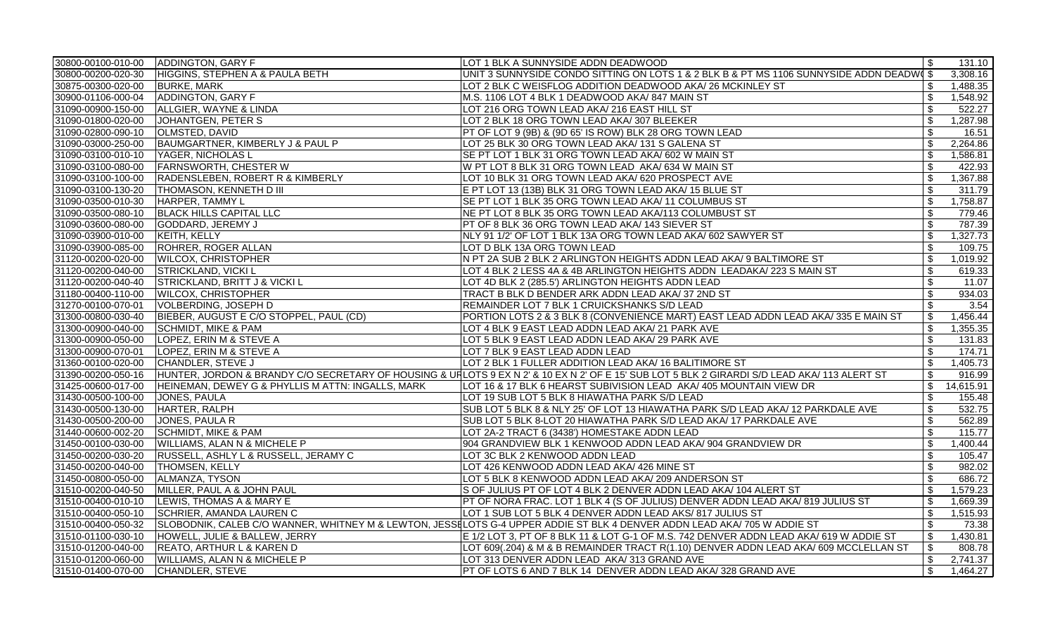| | | | |
|---|---|---|---|
| 30800-00100-010-00 | ADDINGTON, GARY F | LOT 1 BLK A SUNNYSIDE ADDN DEADWOOD | $ 131.10 |
| 30800-00200-020-30 | HIGGINS, STEPHEN A & PAULA BETH | UNIT 3 SUNNYSIDE CONDO SITTING ON LOTS 1 & 2 BLK B & PT MS 1106 SUNNYSIDE ADDN DEADW( | $ 3,308.16 |
| 30875-00300-020-00 | BURKE, MARK | LOT 2 BLK C WEISFLOG ADDITION DEADWOOD AKA/ 26 MCKINLEY ST | $ 1,488.35 |
| 30900-01106-000-04 | ADDINGTON, GARY F | M.S. 1106 LOT 4 BLK 1 DEADWOOD AKA/ 847 MAIN ST | $ 1,548.92 |
| 31090-00900-150-00 | ALLGIER, WAYNE & LINDA | LOT 216 ORG TOWN LEAD AKA/ 216 EAST HILL ST | $ 522.27 |
| 31090-01800-020-00 | JOHANTGEN, PETER S | LOT 2 BLK 18 ORG TOWN LEAD AKA/ 307 BLEEKER | $ 1,287.98 |
| 31090-02800-090-10 | OLMSTED, DAVID | PT OF LOT 9 (9B) & (9D 65' IS ROW) BLK 28 ORG TOWN LEAD | $ 16.51 |
| 31090-03000-250-00 | BAUMGARTNER, KIMBERLY J & PAUL P | LOT 25 BLK 30 ORG TOWN LEAD AKA/ 131 S GALENA ST | $ 2,264.86 |
| 31090-03100-010-10 | YAGER, NICHOLAS L | SE PT LOT 1 BLK 31 ORG TOWN LEAD AKA/ 602 W MAIN ST | $ 1,586.81 |
| 31090-03100-080-00 | FARNSWORTH, CHESTER W | W PT LOT 8 BLK 31 ORG TOWN LEAD AKA/ 634 W MAIN ST | $ 422.93 |
| 31090-03100-100-00 | RADENSLEBEN, ROBERT R & KIMBERLY | LOT 10 BLK 31 ORG TOWN LEAD AKA/ 620 PROSPECT AVE | $ 1,367.88 |
| 31090-03100-130-20 | THOMASON, KENNETH D III | E PT LOT 13 (13B) BLK 31 ORG TOWN LEAD AKA/ 15 BLUE ST | $ 311.79 |
| 31090-03500-010-30 | HARPER, TAMMY L | SE PT LOT 1 BLK 35 ORG TOWN LEAD AKA/ 11 COLUMBUS ST | $ 1,758.87 |
| 31090-03500-080-10 | BLACK HILLS CAPITAL LLC | NE PT LOT 8 BLK 35 ORG TOWN LEAD AKA/113 COLUMBUST ST | $ 779.46 |
| 31090-03600-080-00 | GODDARD, JEREMY J | PT OF 8 BLK 36 ORG TOWN LEAD AKA/ 143 SIEVER ST | $ 787.39 |
| 31090-03900-010-00 | KEITH, KELLY | NLY 91 1/2' OF LOT 1 BLK 13A ORG TOWN LEAD AKA/ 602 SAWYER ST | $ 1,327.73 |
| 31090-03900-085-00 | ROHRER, ROGER ALLAN | LOT D BLK 13A ORG TOWN LEAD | $ 109.75 |
| 31120-00200-020-00 | WILCOX, CHRISTOPHER | N PT 2A SUB 2 BLK 2 ARLINGTON HEIGHTS ADDN LEAD AKA/ 9 BALTIMORE ST | $ 1,019.92 |
| 31120-00200-040-00 | STRICKLAND, VICKI L | LOT 4 BLK 2 LESS 4A & 4B ARLINGTON HEIGHTS ADDN LEADAKA/ 223 S MAIN ST | $ 619.33 |
| 31120-00200-040-40 | STRICKLAND, BRITT J & VICKI L | LOT 4D BLK 2 (285.5') ARLINGTON HEIGHTS ADDN LEAD | $ 11.07 |
| 31180-00400-110-00 | WILCOX, CHRISTOPHER | TRACT B BLK D BENDER ARK ADDN LEAD AKA/ 37 2ND ST | $ 934.03 |
| 31270-00100-070-01 | VOLBERDING, JOSEPH D | REMAINDER LOT 7 BLK 1 CRUICKSHANKS S/D LEAD | $ 3.54 |
| 31300-00800-030-40 | BIEBER, AUGUST E C/O STOPPEL, PAUL (CD) | PORTION LOTS 2 & 3 BLK 8 (CONVENIENCE MART) EAST LEAD ADDN LEAD AKA/ 335 E MAIN ST | $ 1,456.44 |
| 31300-00900-040-00 | SCHMIDT, MIKE & PAM | LOT 4 BLK 9 EAST LEAD ADDN LEAD AKA/ 21 PARK AVE | $ 1,355.35 |
| 31300-00900-050-00 | LOPEZ, ERIN M & STEVE A | LOT 5 BLK 9 EAST LEAD ADDN LEAD AKA/ 29 PARK AVE | $ 131.83 |
| 31300-00900-070-01 | LOPEZ, ERIN M & STEVE A | LOT 7 BLK 9 EAST LEAD ADDN LEAD | $ 174.71 |
| 31360-00100-020-00 | CHANDLER, STEVE J | LOT 2 BLK 1 FULLER ADDITION LEAD AKA/ 16 BALITIMORE ST | $ 1,405.73 |
| 31390-00200-050-16 | HUNTER, JORDON & BRANDY C/O SECRETARY OF HOUSING & UF | LOTS 9 EX N 2' & 10 EX N 2' OF E 15' SUB LOT 5 BLK 2 GIRARDI S/D LEAD AKA/ 113 ALERT ST | $ 916.99 |
| 31425-00600-017-00 | HEINEMAN, DEWEY G & PHYLLIS M ATTN: INGALLS, MARK | LOT 16 & 17 BLK 6 HEARST SUBIVISION LEAD AKA/ 405 MOUNTAIN VIEW DR | $ 14,615.91 |
| 31430-00500-100-00 | JONES, PAULA | LOT 19 SUB LOT 5 BLK 8 HIAWATHA PARK S/D LEAD | $ 155.48 |
| 31430-00500-130-00 | HARTER, RALPH | SUB LOT 5 BLK 8 & NLY 25' OF LOT 13 HIAWATHA PARK S/D LEAD AKA/ 12 PARKDALE AVE | $ 532.75 |
| 31430-00500-200-00 | JONES, PAULA R | SUB LOT 5 BLK 8-LOT 20 HIAWATHA PARK S/D LEAD AKA/ 17 PARKDALE AVE | $ 562.89 |
| 31440-00600-002-20 | SCHMIDT, MIKE & PAM | LOT 2A-2 TRACT 6 (3438') HOMESTAKE ADDN LEAD | $ 115.77 |
| 31450-00100-030-00 | WILLIAMS, ALAN N & MICHELE P | 904 GRANDVIEW BLK 1 KENWOOD ADDN LEAD AKA/ 904 GRANDVIEW DR | $ 1,400.44 |
| 31450-00200-030-20 | RUSSELL, ASHLY L & RUSSELL, JERAMY C | LOT 3C BLK 2 KENWOOD ADDN LEAD | $ 105.47 |
| 31450-00200-040-00 | THOMSEN, KELLY | LOT 426 KENWOOD ADDN LEAD AKA/ 426 MINE ST | $ 982.02 |
| 31450-00800-050-00 | ALMANZA, TYSON | LOT 5 BLK 8 KENWOOD ADDN LEAD AKA/ 209 ANDERSON ST | $ 686.72 |
| 31510-00200-040-50 | MILLER, PAUL A & JOHN PAUL | S OF JULIUS PT OF LOT 4 BLK 2 DENVER ADDN LEAD AKA/ 104 ALERT ST | $ 1,579.23 |
| 31510-00400-010-10 | LEWIS, THOMAS A & MARY E | PT OF NORA FRAC. LOT 1 BLK 4 (S OF JULIUS) DENVER ADDN LEAD AKA/ 819 JULIUS ST | $ 1,669.39 |
| 31510-00400-050-10 | SCHRIER, AMANDA LAUREN C | LOT 1 SUB LOT 5 BLK 4 DENVER ADDN LEAD AKS/ 817 JULIUS ST | $ 1,515.93 |
| 31510-00400-050-32 | SLOBODNIK, CALEB C/O WANNER, WHITNEY M & LEWTON, JESSI | LOTS G-4 UPPER ADDIE ST BLK 4 DENVER ADDN LEAD AKA/ 705 W ADDIE ST | $ 73.38 |
| 31510-01100-030-10 | HOWELL, JULIE & BALLEW, JERRY | E 1/2 LOT 3, PT OF 8 BLK 11 & LOT G-1 OF M.S. 742 DENVER ADDN LEAD AKA/ 619 W ADDIE ST | $ 1,430.81 |
| 31510-01200-040-00 | REATO, ARTHUR L & KAREN D | LOT 609(.204) & M & B REMAINDER TRACT R(1.10) DENVER ADDN LEAD AKA/ 609 MCCLELLAN ST | $ 808.78 |
| 31510-01200-060-00 | WILLIAMS, ALAN N & MICHELE P | LOT 313 DENVER ADDN LEAD AKA/ 313 GRAND AVE | $ 2,741.37 |
| 31510-01400-070-00 | CHANDLER, STEVE | PT OF LOTS 6 AND 7 BLK 14 DENVER ADDN LEAD AKA/ 328 GRAND AVE | $ 1,464.27 |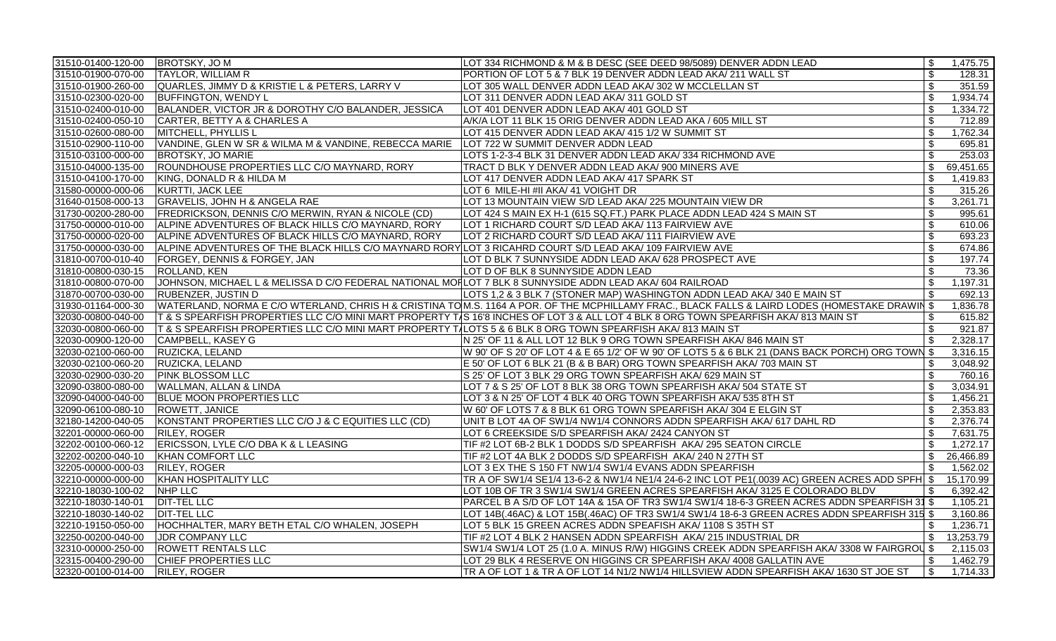| | | | | |
|---|---|---|---|---|
| 31510-01400-120-00 | BROTSKY, JO M | LOT 334 RICHMOND & M & B DESC (SEE DEED 98/5089) DENVER ADDN LEAD | $ | 1,475.75 |
| 31510-01900-070-00 | TAYLOR, WILLIAM R | PORTION OF LOT 5 & 7 BLK 19 DENVER ADDN LEAD AKA/ 211 WALL ST | $ | 128.31 |
| 31510-01900-260-00 | QUARLES, JIMMY D & KRISTIE L & PETERS, LARRY V | LOT 305 WALL DENVER ADDN LEAD AKA/ 302 W MCCLELLAN ST | $ | 351.59 |
| 31510-02300-020-00 | BUFFINGTON, WENDY L | LOT 311 DENVER ADDN LEAD AKA/ 311 GOLD ST | $ | 1,934.74 |
| 31510-02400-010-00 | BALANDER, VICTOR JR & DOROTHY C/O BALANDER, JESSICA | LOT 401 DENVER ADDN LEAD AKA/ 401 GOLD ST | $ | 1,334.72 |
| 31510-02400-050-10 | CARTER, BETTY A & CHARLES A | A/K/A LOT 11 BLK 15 ORIG DENVER ADDN LEAD AKA / 605 MILL ST | $ | 712.89 |
| 31510-02600-080-00 | MITCHELL, PHYLLIS L | LOT 415 DENVER ADDN LEAD AKA/ 415 1/2 W SUMMIT ST | $ | 1,762.34 |
| 31510-02900-110-00 | VANDINE, GLEN W SR & WILMA M & VANDINE, REBECCA MARIE | LOT 722 W SUMMIT DENVER ADDN LEAD | $ | 695.81 |
| 31510-03100-000-00 | BROTSKY, JO MARIE | LOTS 1-2-3-4 BLK 31 DENVER ADDN LEAD AKA/ 334 RICHMOND AVE | $ | 253.03 |
| 31510-04000-135-00 | ROUNDHOUSE PROPERTIES LLC C/O MAYNARD, RORY | TRACT D BLK Y DENVER ADDN LEAD AKA/ 900 MINERS AVE | $ | 69,451.65 |
| 31510-04100-170-00 | KING, DONALD R & HILDA M | LOT 417 DENVER ADDN LEAD AKA/ 417 SPARK ST | $ | 1,419.83 |
| 31580-00000-000-06 | KURTTI, JACK LEE | LOT 6 MILE-HI #II AKA/ 41 VOIGHT DR | $ | 315.26 |
| 31640-01508-000-13 | GRAVELIS, JOHN H & ANGELA RAE | LOT 13 MOUNTAIN VIEW S/D LEAD AKA/ 225 MOUNTAIN VIEW DR | $ | 3,261.71 |
| 31730-00200-280-00 | FREDRICKSON, DENNIS C/O MERWIN, RYAN & NICOLE (CD) | LOT 424 S MAIN EX H-1 (615 SQ.FT.) PARK PLACE ADDN LEAD 424 S MAIN ST | $ | 995.61 |
| 31750-00000-010-00 | ALPINE ADVENTURES OF BLACK HILLS C/O MAYNARD, RORY | LOT 1 RICHARD COURT S/D LEAD AKA/ 113 FAIRVIEW AVE | $ | 610.06 |
| 31750-00000-020-00 | ALPINE ADVENTURES OF BLACK HILLS C/O MAYNARD, RORY | LOT 2 RICHARD COURT S/D LEAD AKA/ 111 FIAIRVIEW AVE | $ | 693.23 |
| 31750-00000-030-00 | ALPINE ADVENTURES OF THE BLACK HILLS C/O MAYNARD RORY | LOT 3 RICAHRD COURT S/D LEAD AKA/ 109 FAIRVIEW AVE | $ | 674.86 |
| 31810-00700-010-40 | FORGEY, DENNIS & FORGEY, JAN | LOT D BLK 7 SUNNYSIDE ADDN LEAD AKA/ 628 PROSPECT AVE | $ | 197.74 |
| 31810-00800-030-15 | ROLLAND, KEN | LOT D OF BLK 8 SUNNYSIDE ADDN LEAD | $ | 73.36 |
| 31810-00800-070-00 | JOHNSON, MICHAEL L & MELISSA D C/O FEDERAL NATIONAL MOR | LOT 7 BLK 8 SUNNYSIDE ADDN LEAD AKA/ 604 RAILROAD | $ | 1,197.31 |
| 31870-00700-030-00 | RUBENZER, JUSTIN D | LOTS 1,2 & 3 BLK 7 (STONER MAP) WASHINGTON ADDN LEAD AKA/ 340 E MAIN ST | $ | 692.13 |
| 31930-01164-000-30 | WATERLAND, NORMA E C/O WTERLAND, CHRIS H & CRISTINA TO | M.S. 1164 A POR. OF THE MCPHILLAMY FRAC., BLACK FALLS & LAIRD LODES (HOMESTAKE DRAWIN | $ | 1,836.78 |
| 32030-00800-040-00 | T & S SPEARFISH PROPERTIES LLC C/O MINI MART PROPERTY T/ | S 16'8 INCHES OF LOT 3 & ALL LOT 4 BLK 8 ORG TOWN SPEARFISH AKA/ 813 MAIN ST | $ | 615.82 |
| 32030-00800-060-00 | T & S SPEARFISH PROPERTIES LLC C/O MINI MART PROPERTY T/ | LOTS 5 & 6 BLK 8 ORG TOWN SPEARFISH AKA/ 813 MAIN ST | $ | 921.87 |
| 32030-00900-120-00 | CAMPBELL, KASEY G | N 25' OF 11 & ALL LOT 12 BLK 9 ORG TOWN SPEARFISH AKA/ 846 MAIN ST | $ | 2,328.17 |
| 32030-02100-060-00 | RUZICKA, LELAND | W 90' OF S 20' OF LOT 4 & E 65 1/2' OF W 90' OF LOTS 5 & 6 BLK 21 (DANS BACK PORCH) ORG TOWN | $ | 3,316.15 |
| 32030-02100-060-20 | RUZICKA, LELAND | E 50' OF LOT 6 BLK 21 (B & B BAR) ORG TOWN SPEARFISH AKA/ 703 MAIN ST | $ | 3,048.92 |
| 32030-02900-030-20 | PINK BLOSSOM LLC | S 25' OF LOT 3 BLK 29 ORG TOWN SPEARFISH AKA/ 629 MAIN ST | $ | 760.16 |
| 32090-03800-080-00 | WALLMAN, ALLAN & LINDA | LOT 7 & S 25' OF LOT 8 BLK 38 ORG TOWN SPEARFISH AKA/ 504 STATE ST | $ | 3,034.91 |
| 32090-04000-040-00 | BLUE MOON PROPERTIES LLC | LOT 3 & N 25' OF LOT 4 BLK 40 ORG TOWN SPEARFISH AKA/ 535 8TH ST | $ | 1,456.21 |
| 32090-06100-080-10 | ROWETT, JANICE | W 60' OF LOTS 7 & 8 BLK 61 ORG TOWN SPEARFISH AKA/ 304 E ELGIN ST | $ | 2,353.83 |
| 32180-14200-040-05 | KONSTANT PROPERTIES LLC C/O J & C EQUITIES LLC (CD) | UNIT B LOT 4A OF SW1/4 NW1/4 CONNORS ADDN SPEARFISH AKA/ 617 DAHL RD | $ | 2,376.74 |
| 32201-00000-060-00 | RILEY, ROGER | LOT 6 CREEKSIDE S/D SPEARFISH AKA/ 2424 CANYON ST | $ | 7,631.75 |
| 32202-00100-060-12 | ERICSSON, LYLE C/O DBA K & L LEASING | TIF #2 LOT 6B-2 BLK 1 DODDS S/D SPEARFISH AKA/ 295 SEATON CIRCLE | $ | 1,272.17 |
| 32202-00200-040-10 | KHAN COMFORT LLC | TIF #2 LOT 4A BLK 2 DODDS S/D SPEARFISH AKA/ 240 N 27TH ST | $ | 26,466.89 |
| 32205-00000-000-03 | RILEY, ROGER | LOT 3 EX THE S 150 FT NW1/4 SW1/4 EVANS ADDN SPEARFISH | $ | 1,562.02 |
| 32210-00000-000-00 | KHAN HOSPITALITY LLC | TR A OF SW1/4 SE1/4 13-6-2 & NW1/4 NE1/4 24-6-2 INC LOT PE1(.0039 AC) GREEN ACRES ADD SPFH | $ | 15,170.99 |
| 32210-18030-100-02 | NHP LLC | LOT 10B OF TR 3 SW1/4 SW1/4 GREEN ACRES SPEARFISH AKA/ 3125 E COLORADO BLDV | $ | 6,392.42 |
| 32210-18030-140-01 | DIT-TEL LLC | PARCEL B A S/D OF LOT 14A & 15A OF TR3 SW1/4 SW1/4 18-6-3 GREEN ACRES ADDN SPEARFISH 31 | $ | 1,105.21 |
| 32210-18030-140-02 | DIT-TEL LLC | LOT 14B(.46AC) & LOT 15B(.46AC) OF TR3 SW1/4 SW1/4 18-6-3 GREEN ACRES ADDN SPEARFISH 315 | $ | 3,160.86 |
| 32210-19150-050-00 | HOCHHALTER, MARY BETH ETAL C/O WHALEN, JOSEPH | LOT 5 BLK 15 GREEN ACRES ADDN SPEAFISH AKA/ 1108 S 35TH ST | $ | 1,236.71 |
| 32250-00200-040-00 | JDR COMPANY LLC | TIF #2 LOT 4 BLK 2 HANSEN ADDN SPEARFISH AKA/ 215 INDUSTRIAL DR | $ | 13,253.79 |
| 32310-00000-250-00 | ROWETT RENTALS LLC | SW1/4 SW1/4 LOT 25 (1.0 A. MINUS R/W) HIGGINS CREEK ADDN SPEARFISH AKA/ 3308 W FAIRGROU | $ | 2,115.03 |
| 32315-00400-290-00 | CHIEF PROPERTIES LLC | LOT 29 BLK 4 RESERVE ON HIGGINS CR SPEARFISH AKA/ 4008 GALLATIN AVE | $ | 1,462.79 |
| 32320-00100-014-00 | RILEY, ROGER | TR A OF LOT 1 & TR A OF LOT 14 N1/2 NW1/4 HILLSVIEW ADDN SPEARFISH AKA/ 1630 ST JOE ST | $ | 1,714.33 |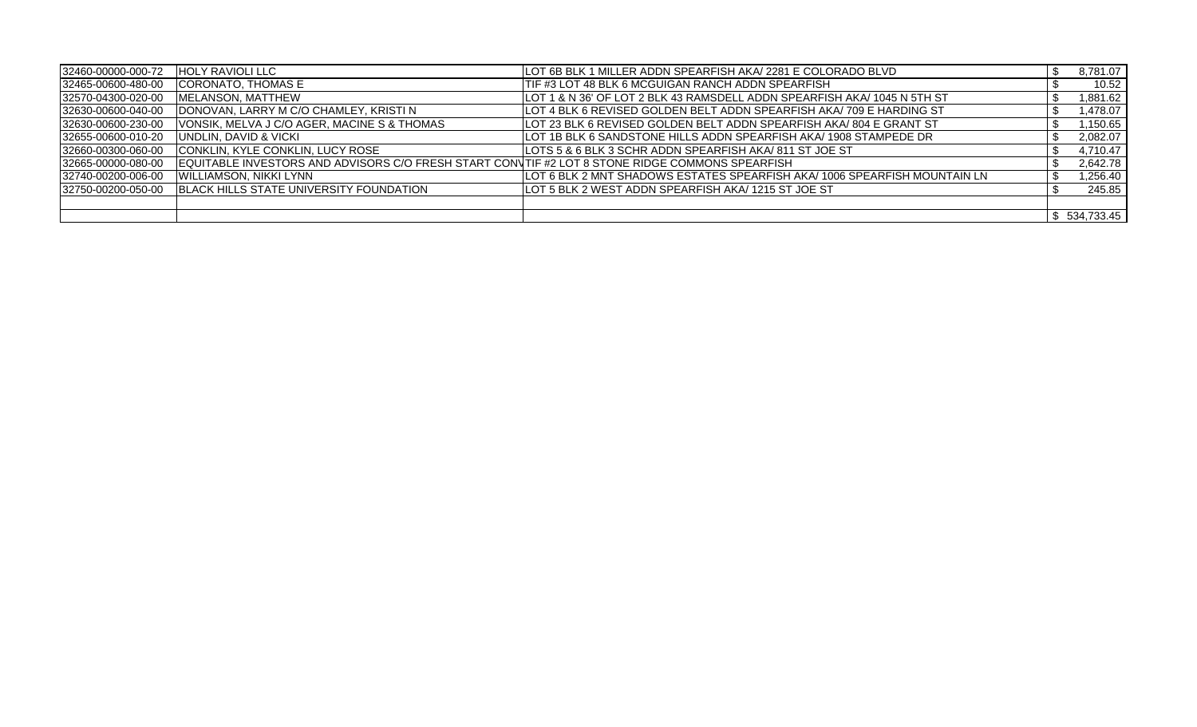| | | | |
|---|---|---|---|
| 32460-00000-000-72 | HOLY RAVIOLI LLC | LOT 6B BLK 1 MILLER ADDN SPEARFISH AKA/ 2281 E COLORADO BLVD | $ 8,781.07 |
| 32465-00600-480-00 | CORONATO, THOMAS E | TIF #3 LOT 48 BLK 6 MCGUIGAN RANCH ADDN SPEARFISH | $ 10.52 |
| 32570-04300-020-00 | MELANSON, MATTHEW | LOT 1 & N 36' OF LOT 2 BLK 43 RAMSDELL ADDN SPEARFISH AKA/ 1045 N 5TH ST | $ 1,881.62 |
| 32630-00600-040-00 | DONOVAN, LARRY M C/O CHAMLEY, KRISTI N | LOT 4 BLK 6 REVISED GOLDEN BELT ADDN SPEARFISH AKA/ 709 E HARDING ST | $ 1,478.07 |
| 32630-00600-230-00 | VONSIK, MELVA J C/O AGER, MACINE S & THOMAS | LOT 23 BLK 6 REVISED GOLDEN BELT ADDN SPEARFISH AKA/ 804 E GRANT ST | $ 1,150.65 |
| 32655-00600-010-20 | UNDLIN, DAVID & VICKI | LOT 1B BLK 6 SANDSTONE HILLS ADDN SPEARFISH AKA/ 1908 STAMPEDE DR | $ 2,082.07 |
| 32660-00300-060-00 | CONKLIN, KYLE CONKLIN, LUCY ROSE | LOTS 5 & 6 BLK 3 SCHR ADDN SPEARFISH AKA/ 811 ST JOE ST | $ 4,710.47 |
| 32665-00000-080-00 | EQUITABLE INVESTORS AND ADVISORS C/O FRESH START CONV | TIF #2 LOT 8 STONE RIDGE COMMONS SPEARFISH | $ 2,642.78 |
| 32740-00200-006-00 | WILLIAMSON, NIKKI LYNN | LOT 6 BLK 2 MNT SHADOWS ESTATES SPEARFISH AKA/ 1006 SPEARFISH MOUNTAIN LN | $ 1,256.40 |
| 32750-00200-050-00 | BLACK HILLS STATE UNIVERSITY FOUNDATION | LOT 5 BLK 2 WEST ADDN SPEARFISH AKA/ 1215 ST JOE ST | $ 245.85 |
| | | | |
| | | | $ 534,733.45 |